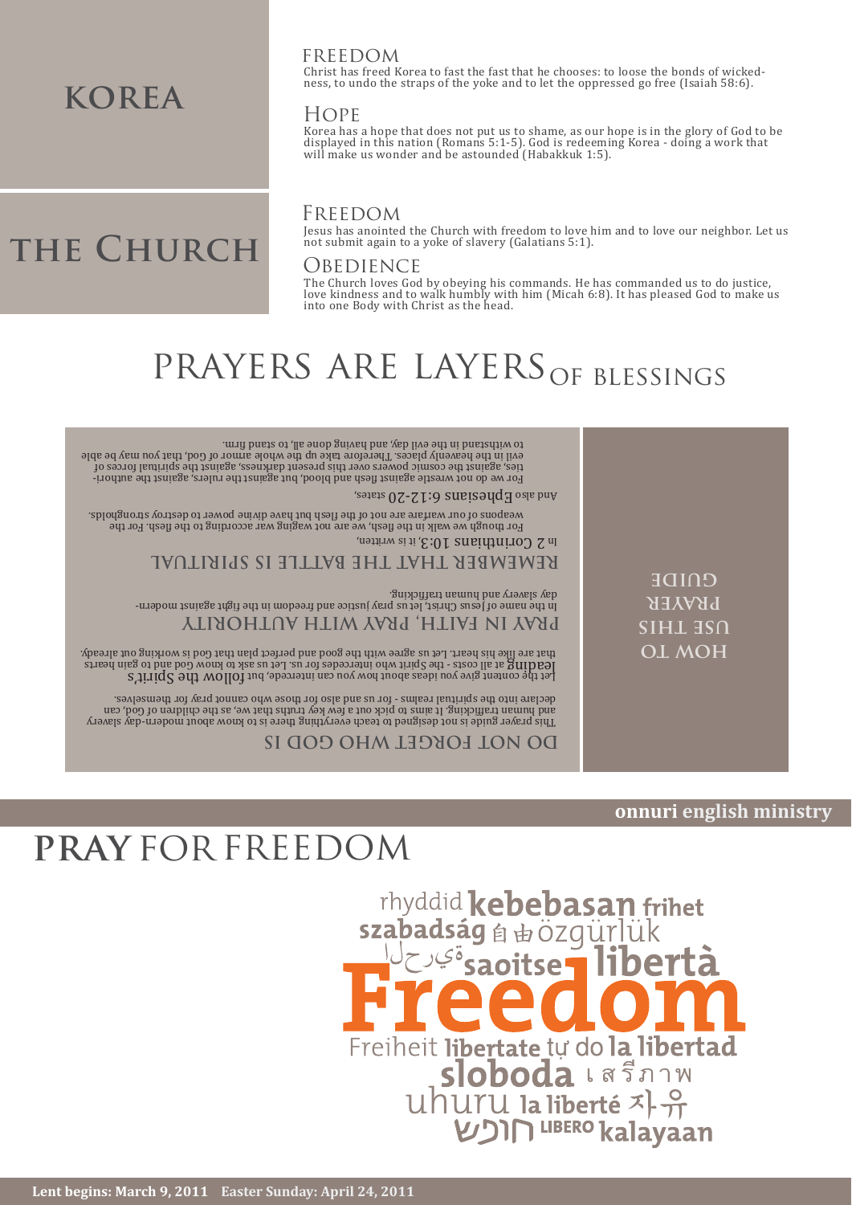# KOREA

### FREEDOM

Christ has freed Korea to fast the fast that he chooses: to loose the bonds of wickedness, to undo the straps of the yoke and to let the oppressed go free (Isaiah 58:6).

### HOPE

Korea has a hope that does not put us to shame, as our hope is in the glory of God to be displayed in this nation (Romans 5:1-5). God is redeeming Korea - doing a work that will make us wonder and be astounded (Habakkuk 1:5).

# THE CHURCH

### FREEDOM

Jesus has anointed the Church with freedom to love him and to love our neighbor. Let us not submit again to a yoke of slavery (Galatians 5:1).

### OBEDIENCE

The Church loves God by obeying his commands. He has commanded us to do justice, love kindness and to walk humbly with him (Micah 6:8). It has pleased God to make us into one Body with Christ as the head.

# PRAYERS ARE LAYERS OF BLESSINGS

## HOW TO USE THIS PRAYER GUIDE

### DO NOT FORGET WHO GOD IS

This prayer guide is not designed to teach everything there is to know about modern-day slavery and human trafficking. It aims to pick out a few key truths that we, as the children of God, can declare into the spiritual realms - for us and also for those who cannot pray for themselves.

Let the content give you ideas about how you can intercede, but follow the Spirit's leading at all costs - the Spirit who intercedes for us. Let us ask to know God and to gain hearts that are like his heart. Let us agree with the good and perfect plan that God is working out already.

### PRAY IN FAITH, PRAY WITH AUTHORITY

In the name of Jesus Christ, let us pray justice and freedom in the fight against modern-day slavery and human trafficking.

### REMEMBER THAT THE BATTLE IS SPIRITUAL

In 2 Corinthians 10:3, it is written,

For though we walk in the flesh, we are not waging war according to the flesh. For the weapons of our warfare are not of the flesh but have divine power to destroy strongholds.

And also Ephesians 6:12-20 states,

For we do not wrestle against flesh and blood, but against the rulers, against the authorities, against the cosmic powers over this present darkness, against the spiritual forces of evil in the heavenly places. Therefore take up the whole armor of God, that you may be able to withstand in the evil day, and having done all, to stand firm.

**onnuri english ministry**

# **PRAY** FOR FREEDOM

rhyddid **kebebasan** **frihet**
**szabadság** 自由 özgürlük
الحرية **saoitse** **libertà**
**Freedom**
Freiheit **libertate** tự do **la libertad**
**sloboda** เสรีภาพ
uhuru **la liberté** 자유
חופש **LIBERO** **kalayaan**

**Lent begins: March 9, 2011 Easter Sunday: April 24, 2011**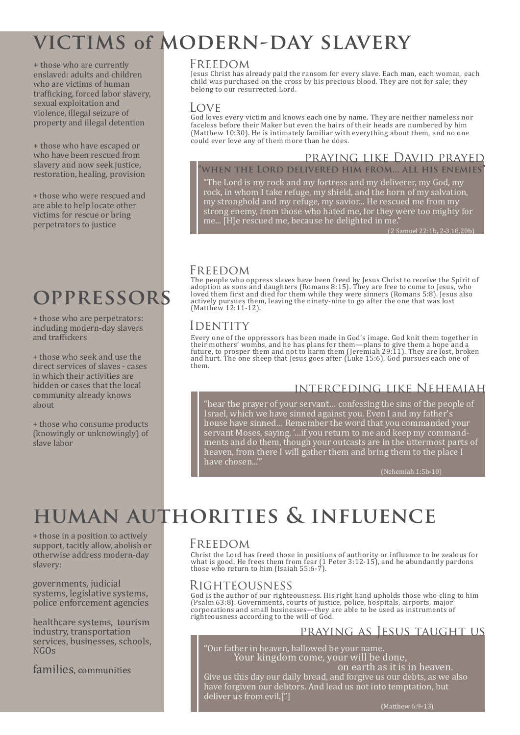# VICTIMS of MODERN-DAY SLAVERY

+ those who are currently enslaved: adults and children who are victims of human trafficking, forced labor slavery, sexual exploitation and violence, illegal seizure of property and illegal detention

+ those who have escaped or who have been rescued from slavery and now seek justice, restoration, healing, provision

+ those who were rescued and are able to help locate other victims for rescue or bring perpetrators to justice

### Freedom

Jesus Christ has already paid the ransom for every slave. Each man, each woman, each child was purchased on the cross by his precious blood. They are not for sale; they belong to our resurrected Lord.

### Love

God loves every victim and knows each one by name. They are neither nameless nor faceless before their Maker but even the hairs of their heads are numbered by him (Matthew 10:30). He is intimately familiar with everything about them, and no one could ever love any of them more than he does.

### praying like David prayed

**"when the Lord delivered him from... all his enemies"**

> "The Lord is my rock and my fortress and my deliverer, my God, my rock, in whom I take refuge, my shield, and the horn of my salvation, my stronghold and my refuge, my savior... He rescued me from my strong enemy, from those who hated me, for they were too mighty for me... [H]e rescued me, because he delighted in me."
>
> (2 Samuel 22:1b, 2-3,18,20b)

# OPPRESSORS

+ those who are perpetrators: including modern-day slavers and traffickers

+ those who seek and use the direct services of slaves - cases in which their activities are hidden or cases that the local community already knows about

+ those who consume products (knowingly or unknowingly) of slave labor

### Freedom

The people who oppress slaves have been freed by Jesus Christ to receive the Spirit of adoption as sons and daughters (Romans 8:15). They are free to come to Jesus, who loved them first and died for them while they were sinners (Romans 5:8). Jesus also actively pursues them, leaving the ninety-nine to go after the one that was lost (Matthew 12:11-12).

### Identity

Every one of the oppressors has been made in God's image. God knit them together in their mothers' wombs, and he has plans for them—plans to give them a hope and a future, to prosper them and not to harm them (Jeremiah 29:11). They are lost, broken and hurt. The one sheep that Jesus goes after (Luke 15:6). God pursues each one of them.

### interceding like Nehemiah

> "hear the prayer of your servant... confessing the sins of the people of Israel, which we have sinned against you. Even I and my father's house have sinned... Remember the word that you commanded your servant Moses, saying, '...if you return to me and keep my commandments and do them, though your outcasts are in the uttermost parts of heaven, from there I will gather them and bring them to the place I have chosen...'"
>
> (Nehemiah 1:5b-10)

# HUMAN AUTHORITIES & INFLUENCE

+ those in a position to actively support, tacitly allow, abolish or otherwise address modern-day slavery:

governments, judicial systems, legislative systems, police enforcement agencies

healthcare systems, tourism industry, transportation services, businesses, schools, NGOs

families, communities

### Freedom

Christ the Lord has freed those in positions of authority or influence to be zealous for what is good. He frees them from fear (1 Peter 3:12-15), and he abundantly pardons those who return to him (Isaiah 55:6-7).

### Righteousness

God is the author of our righteousness. His right hand upholds those who cling to him (Psalm 63:8). Governments, courts of justice, police, hospitals, airports, major corporations and small businesses—they are able to be used as instruments of righteousness according to the will of God.

### praying as Jesus taught us

> "Our father in heaven, hallowed be your name.
> Your kingdom come, your will be done,
> on earth as it is in heaven.
> Give us this day our daily bread, and forgive us our debts, as we also have forgiven our debtors. And lead us not into temptation, but deliver us from evil.["]
>
> (Matthew 6:9-13)